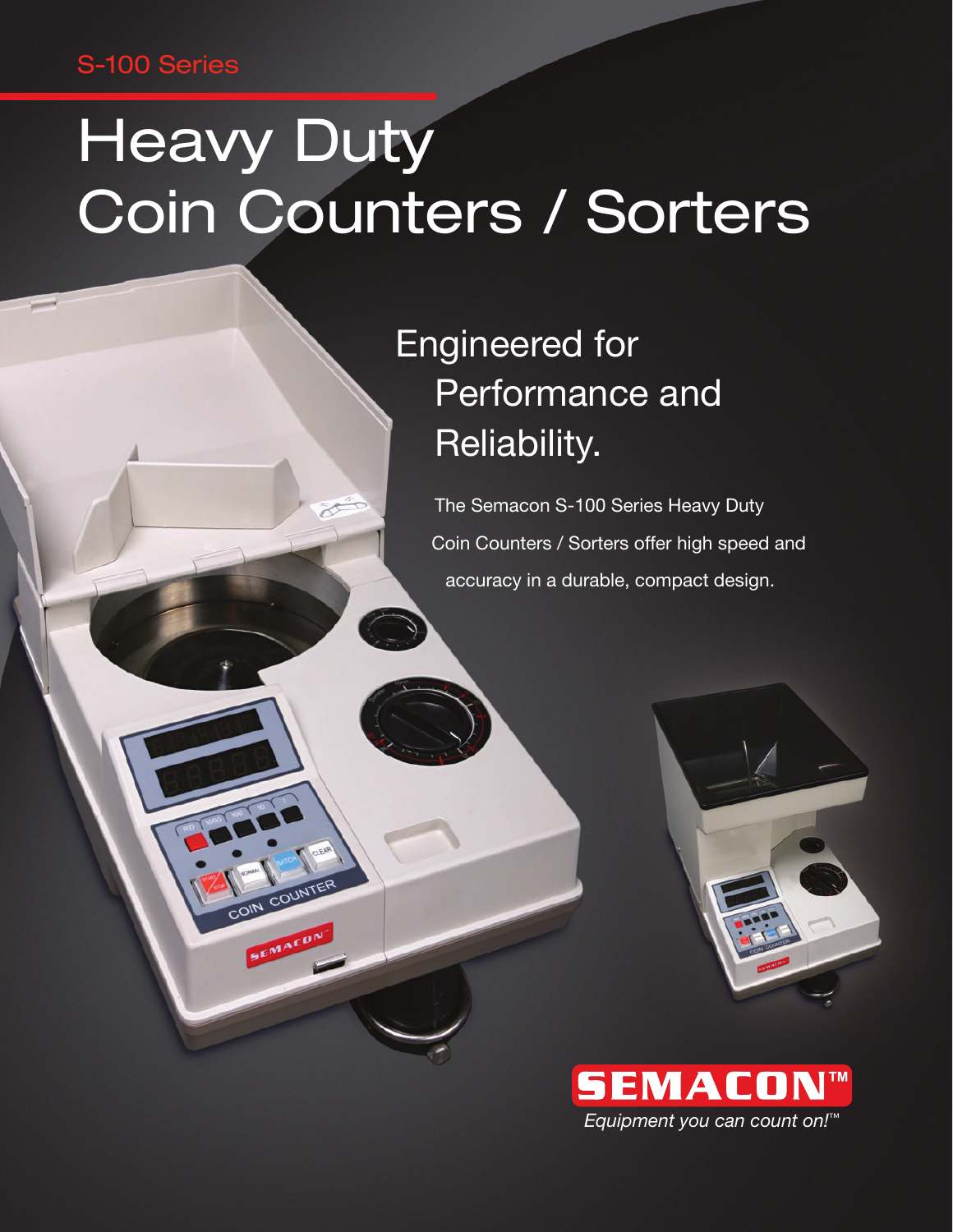S-100 Series

# Heavy Duty Coin Counters / Sorters

## Engineered for Performance and Reliability.

The Semacon S-100 Series Heavy Duty Coin Counters / Sorters offer high speed and accuracy in a durable, compact design.

**SEMACON™**

*Equipment you can count on!™*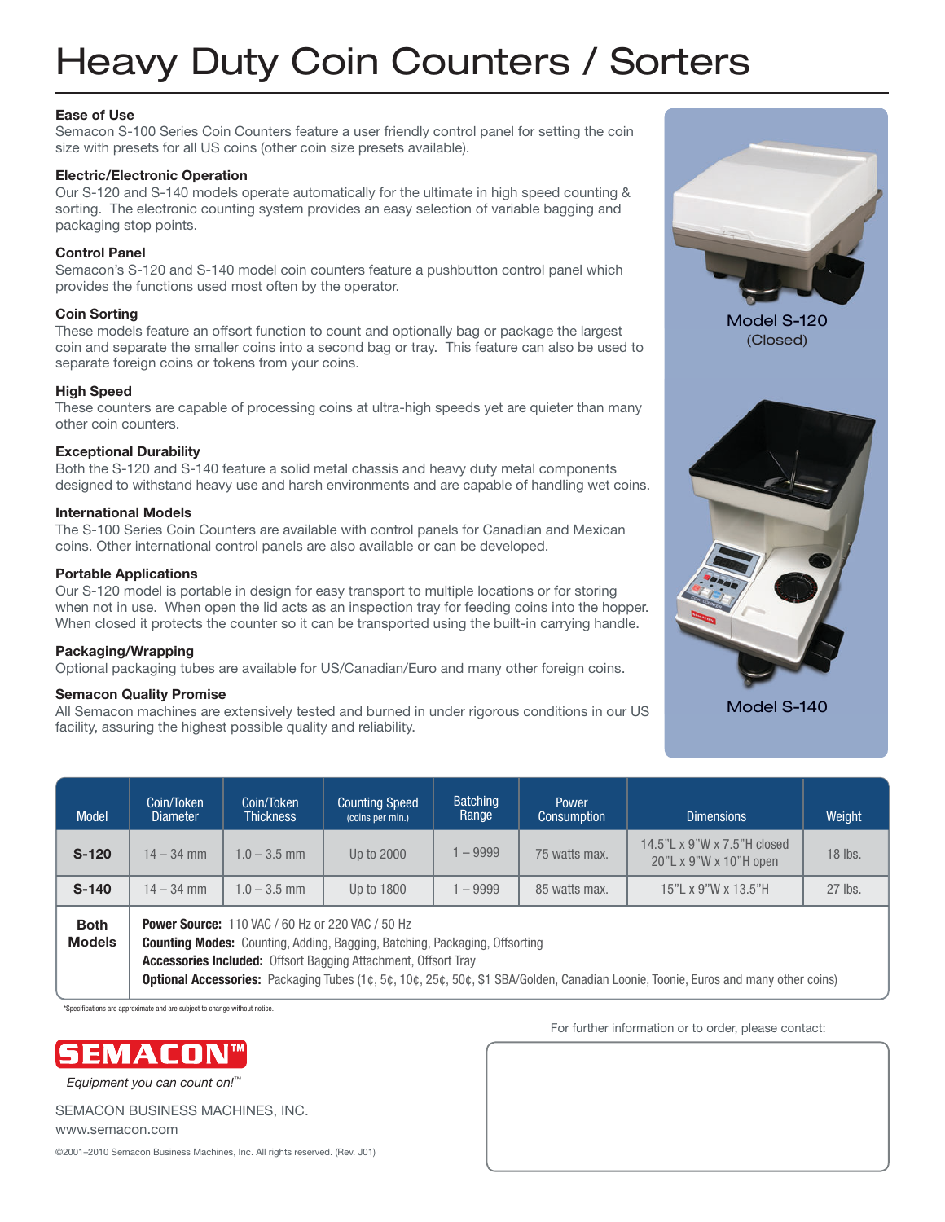# Heavy Duty Coin Counters / Sorters

**Ease of Use**
Semacon S-100 Series Coin Counters feature a user friendly control panel for setting the coin size with presets for all US coins (other coin size presets available).

**Electric/Electronic Operation**
Our S-120 and S-140 models operate automatically for the ultimate in high speed counting & sorting. The electronic counting system provides an easy selection of variable bagging and packaging stop points.

**Control Panel**
Semacon's S-120 and S-140 model coin counters feature a pushbutton control panel which provides the functions used most often by the operator.

**Coin Sorting**
These models feature an offsort function to count and optionally bag or package the largest coin and separate the smaller coins into a second bag or tray. This feature can also be used to separate foreign coins or tokens from your coins.

**High Speed**
These counters are capable of processing coins at ultra-high speeds yet are quieter than many other coin counters.

**Exceptional Durability**
Both the S-120 and S-140 feature a solid metal chassis and heavy duty metal components designed to withstand heavy use and harsh environments and are capable of handling wet coins.

**International Models**
The S-100 Series Coin Counters are available with control panels for Canadian and Mexican coins. Other international control panels are also available or can be developed.

**Portable Applications**
Our S-120 model is portable in design for easy transport to multiple locations or for storing when not in use. When open the lid acts as an inspection tray for feeding coins into the hopper. When closed it protects the counter so it can be transported using the built-in carrying handle.

**Packaging/Wrapping**
Optional packaging tubes are available for US/Canadian/Euro and many other foreign coins.

**Semacon Quality Promise**
All Semacon machines are extensively tested and burned in under rigorous conditions in our US facility, assuring the highest possible quality and reliability.

Model S-120
(Closed)

Model S-140

| Model | Coin/Token Diameter | Coin/Token Thickness | Counting Speed (coins per min.) | Batching Range | Power Consumption | Dimensions | Weight |
|---|---|---|---|---|---|---|---|
| **S-120** | 14 – 34 mm | 1.0 – 3.5 mm | Up to 2000 | 1 – 9999 | 75 watts max. | 14.5"L x 9"W x 7.5"H closed 20"L x 9"W x 10"H open | 18 lbs. |
| **S-140** | 14 – 34 mm | 1.0 – 3.5 mm | Up to 1800 | 1 – 9999 | 85 watts max. | 15"L x 9"W x 13.5"H | 27 lbs. |
| **Both Models** | **Power Source:** 110 VAC / 60 Hz or 220 VAC / 50 Hz<br>**Counting Modes:** Counting, Adding, Bagging, Batching, Packaging, Offsorting<br>**Accessories Included:** Offsort Bagging Attachment, Offsort Tray<br>**Optional Accessories:** Packaging Tubes (1¢, 5¢, 10¢, 25¢, 50¢, $1 SBA/Golden, Canadian Loonie, Toonie, Euros and many other coins) | | | | | | |

*Specifications are approximate and are subject to change without notice.

SEMACON™

*Equipment you can count on!*™

SEMACON BUSINESS MACHINES, INC.
www.semacon.com

©2001–2010 Semacon Business Machines, Inc. All rights reserved. (Rev. J01)

For further information or to order, please contact: